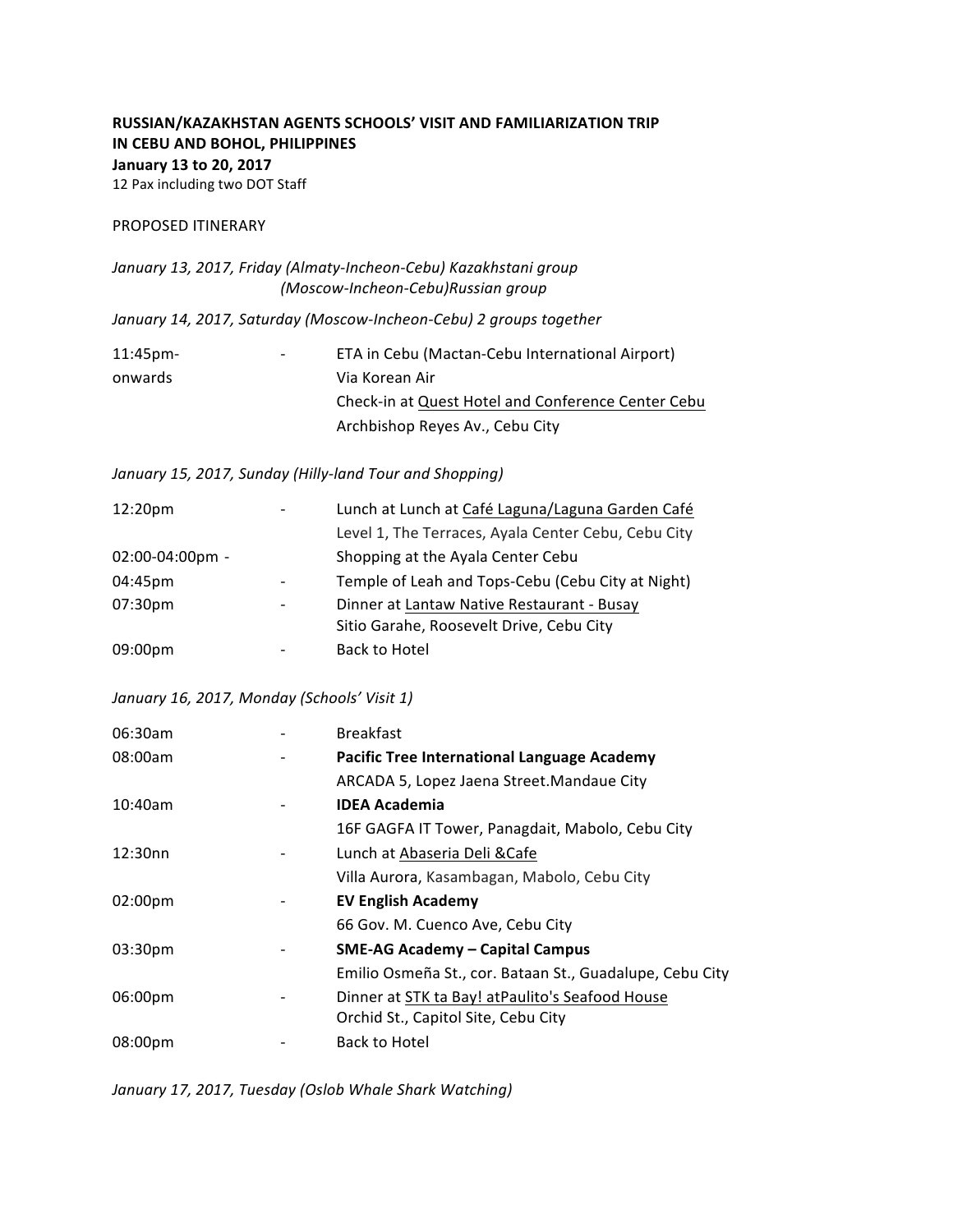**RUSSIAN/KAZAKHSTAN AGENTS SCHOOLS' VISIT AND FAMILIARIZATION TRIP IN CEBU AND BOHOL, PHILIPPINES**
**January 13 to 20, 2017**
12 Pax including two DOT Staff

PROPOSED ITINERARY

*January 13, 2017, Friday (Almaty-Incheon-Cebu) Kazakhstani group*
*(Moscow-Incheon-Cebu)Russian group*

*January 14, 2017, Saturday (Moscow-Incheon-Cebu) 2 groups together*

| | | |
|---|---|---|
| 11:45pm-onwards | - | ETA in Cebu (Mactan-Cebu International Airport)<br>Via Korean Air<br>Check-in at Quest Hotel and Conference Center Cebu<br>Archbishop Reyes Av., Cebu City |

*January 15, 2017, Sunday (Hilly-land Tour and Shopping)*

| | | |
|---|---|---|
| 12:20pm | - | Lunch at Lunch at Café Laguna/Laguna Garden Café<br>Level 1, The Terraces, Ayala Center Cebu, Cebu City |
| 02:00-04:00pm | - | Shopping at the Ayala Center Cebu |
| 04:45pm | - | Temple of Leah and Tops-Cebu (Cebu City at Night) |
| 07:30pm | - | Dinner at Lantaw Native Restaurant - Busay<br>Sitio Garahe, Roosevelt Drive, Cebu City |
| 09:00pm | - | Back to Hotel |

*January 16, 2017, Monday (Schools' Visit 1)*

| | | |
|---|---|---|
| 06:30am | - | Breakfast |
| 08:00am | - | **Pacific Tree International Language Academy**<br>ARCADA 5, Lopez Jaena Street.Mandaue City |
| 10:40am | - | **IDEA Academia**<br>16F GAGFA IT Tower, Panagdait, Mabolo, Cebu City |
| 12:30nn | - | Lunch at Abaseria Deli &Cafe<br>Villa Aurora, Kasambagan, Mabolo, Cebu City |
| 02:00pm | - | **EV English Academy**<br>66 Gov. M. Cuenco Ave, Cebu City |
| 03:30pm | - | **SME-AG Academy – Capital Campus**<br>Emilio Osmeña St., cor. Bataan St., Guadalupe, Cebu City |
| 06:00pm | - | Dinner at STK ta Bay! atPaulito's Seafood House<br>Orchid St., Capitol Site, Cebu City |
| 08:00pm | - | Back to Hotel |

*January 17, 2017, Tuesday (Oslob Whale Shark Watching)*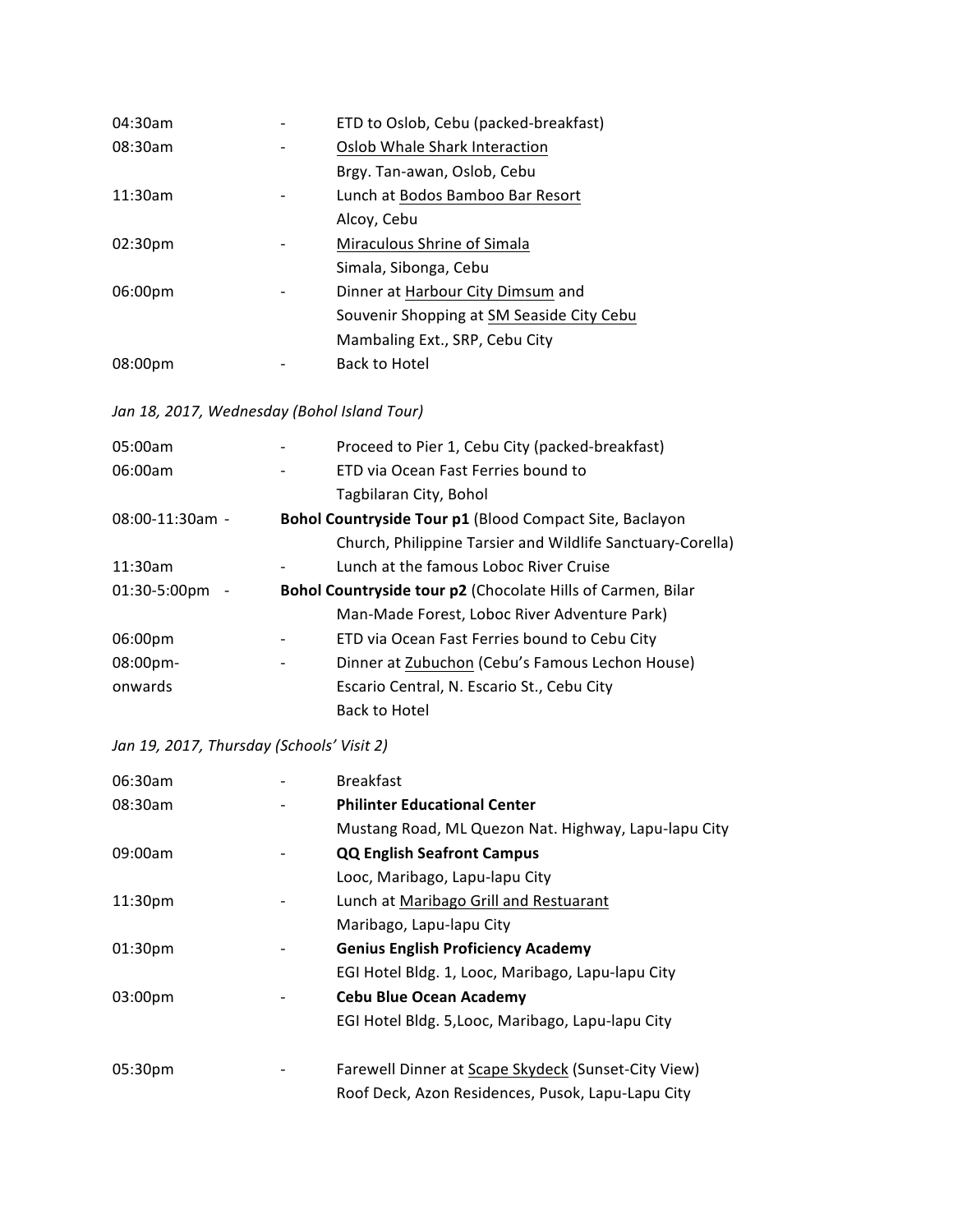| | | |
|---|---|---|
| 04:30am | - | ETD to Oslob, Cebu (packed-breakfast) |
| 08:30am | - | Oslob Whale Shark Interaction<br>Brgy. Tan-awan, Oslob, Cebu |
| 11:30am | - | Lunch at Bodos Bamboo Bar Resort<br>Alcoy, Cebu |
| 02:30pm | - | Miraculous Shrine of Simala<br>Simala, Sibonga, Cebu |
| 06:00pm | - | Dinner at Harbour City Dimsum and<br>Souvenir Shopping at SM Seaside City Cebu<br>Mambaling Ext., SRP, Cebu City |
| 08:00pm | - | Back to Hotel |

*Jan 18, 2017, Wednesday (Bohol Island Tour)*

| | | |
|---|---|---|
| 05:00am | - | Proceed to Pier 1, Cebu City (packed-breakfast) |
| 06:00am | - | ETD via Ocean Fast Ferries bound to<br>Tagbilaran City, Bohol |
| 08:00-11:30am | - | **Bohol Countryside Tour p1** (Blood Compact Site, Baclayon Church, Philippine Tarsier and Wildlife Sanctuary-Corella) |
| 11:30am | - | Lunch at the famous Loboc River Cruise |
| 01:30-5:00pm | - | **Bohol Countryside tour p2** (Chocolate Hills of Carmen, Bilar Man-Made Forest, Loboc River Adventure Park) |
| 06:00pm | - | ETD via Ocean Fast Ferries bound to Cebu City |
| 08:00pm-onwards | - | Dinner at Zubuchon (Cebu's Famous Lechon House)<br>Escario Central, N. Escario St., Cebu City<br>Back to Hotel |

*Jan 19, 2017, Thursday (Schools' Visit 2)*

| | | |
|---|---|---|
| 06:30am | - | Breakfast |
| 08:30am | - | **Philinter Educational Center**<br>Mustang Road, ML Quezon Nat. Highway, Lapu-lapu City |
| 09:00am | - | **QQ English Seafront Campus**<br>Looc, Maribago, Lapu-lapu City |
| 11:30pm | - | Lunch at Maribago Grill and Restuarant<br>Maribago, Lapu-lapu City |
| 01:30pm | - | **Genius English Proficiency Academy**<br>EGI Hotel Bldg. 1, Looc, Maribago, Lapu-lapu City |
| 03:00pm | - | **Cebu Blue Ocean Academy**<br>EGI Hotel Bldg. 5,Looc, Maribago, Lapu-lapu City |
| 05:30pm | - | Farewell Dinner at Scape Skydeck (Sunset-City View)<br>Roof Deck, Azon Residences, Pusok, Lapu-Lapu City |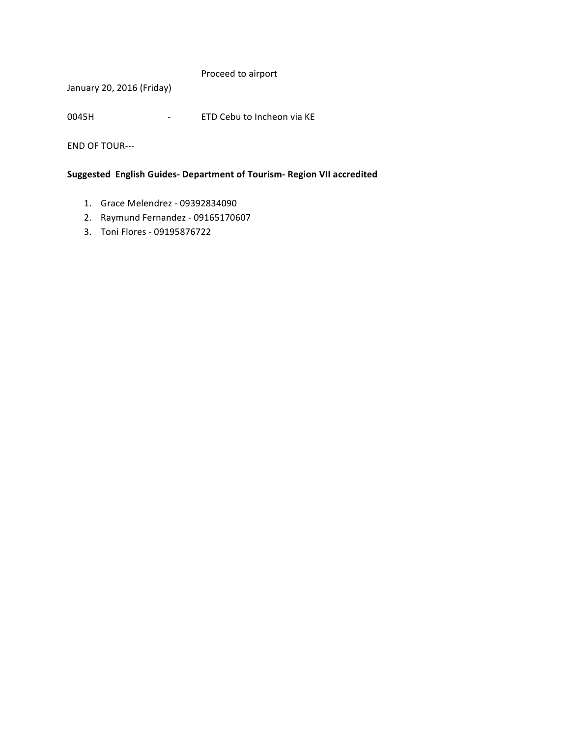Proceed to airport

January 20, 2016 (Friday)

0045H - ETD Cebu to Incheon via KE

END OF TOUR---

**Suggested English Guides- Department of Tourism- Region VII accredited**

1. Grace Melendrez - 09392834090
2. Raymund Fernandez - 09165170607
3. Toni Flores - 09195876722